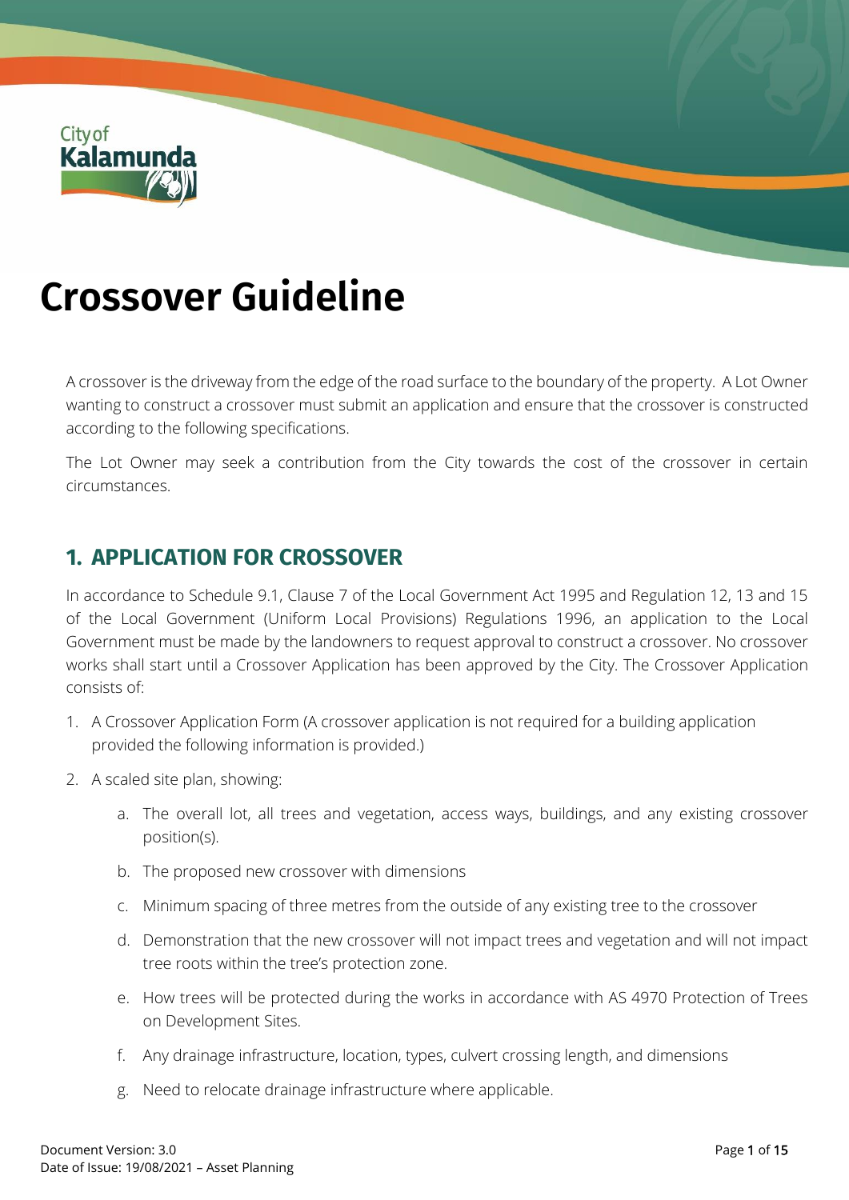# Crossover Guideline

A crossover is the driveway from the edge of the road surface to the boundary of the property. A Lot Owner wanting to construct a crossover must submit an application and ensure that the crossover is constructed according to the following specifications.

The Lot Owner may seek a contribution from the City towards the cost of the crossover in certain circumstances.

## 1. APPLICATION FOR CROSSOVER

In accordance to Schedule 9.1, Clause 7 of the Local Government Act 1995 and Regulation 12, 13 and 15 of the Local Government (Uniform Local Provisions) Regulations 1996, an application to the Local Government must be made by the landowners to request approval to construct a crossover. No crossover works shall start until a Crossover Application has been approved by the City. The Crossover Application consists of:

1. A Crossover Application Form (A crossover application is not required for a building application provided the following information is provided.)
2. A scaled site plan, showing:
   a. The overall lot, all trees and vegetation, access ways, buildings, and any existing crossover position(s).
   b. The proposed new crossover with dimensions
   c. Minimum spacing of three metres from the outside of any existing tree to the crossover
   d. Demonstration that the new crossover will not impact trees and vegetation and will not impact tree roots within the tree's protection zone.
   e. How trees will be protected during the works in accordance with AS 4970 Protection of Trees on Development Sites.
   f. Any drainage infrastructure, location, types, culvert crossing length, and dimensions
   g. Need to relocate drainage infrastructure where applicable.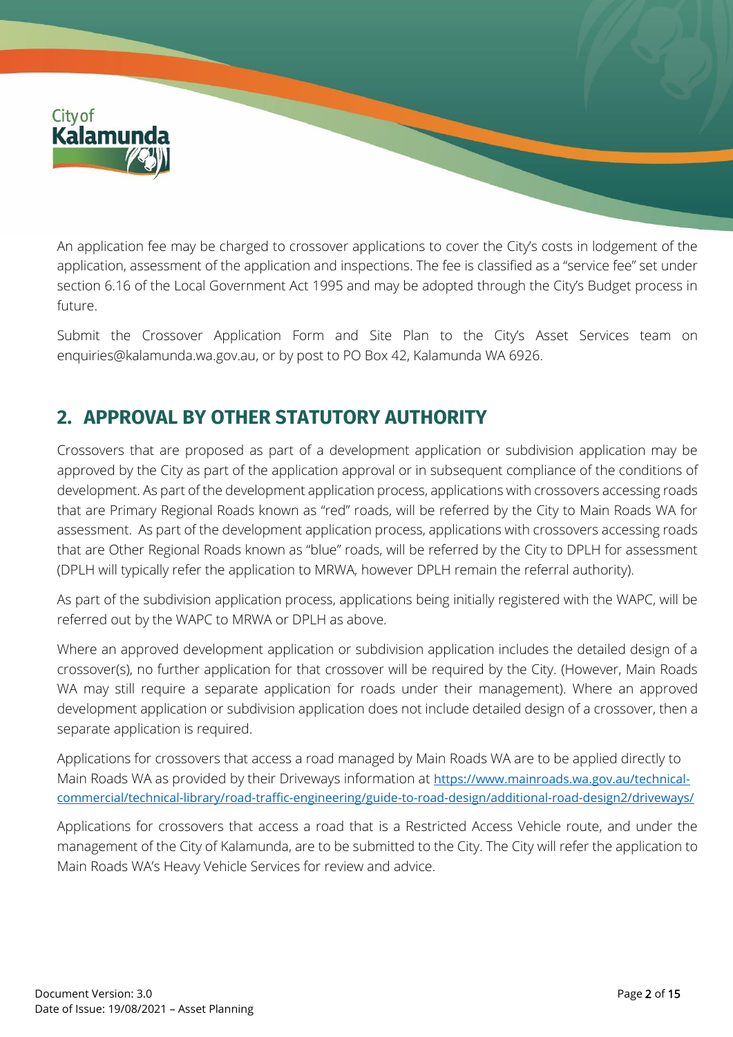An application fee may be charged to crossover applications to cover the City's costs in lodgement of the application, assessment of the application and inspections. The fee is classified as a "service fee" set under section 6.16 of the Local Government Act 1995 and may be adopted through the City's Budget process in future.

Submit the Crossover Application Form and Site Plan to the City's Asset Services team on enquiries@kalamunda.wa.gov.au, or by post to PO Box 42, Kalamunda WA 6926.

## 2. APPROVAL BY OTHER STATUTORY AUTHORITY

Crossovers that are proposed as part of a development application or subdivision application may be approved by the City as part of the application approval or in subsequent compliance of the conditions of development. As part of the development application process, applications with crossovers accessing roads that are Primary Regional Roads known as "red" roads, will be referred by the City to Main Roads WA for assessment. As part of the development application process, applications with crossovers accessing roads that are Other Regional Roads known as "blue" roads, will be referred by the City to DPLH for assessment (DPLH will typically refer the application to MRWA, however DPLH remain the referral authority).

As part of the subdivision application process, applications being initially registered with the WAPC, will be referred out by the WAPC to MRWA or DPLH as above.

Where an approved development application or subdivision application includes the detailed design of a crossover(s), no further application for that crossover will be required by the City. (However, Main Roads WA may still require a separate application for roads under their management). Where an approved development application or subdivision application does not include detailed design of a crossover, then a separate application is required.

Applications for crossovers that access a road managed by Main Roads WA are to be applied directly to Main Roads WA as provided by their Driveways information at [https://www.mainroads.wa.gov.au/technical-commercial/technical-library/road-traffic-engineering/guide-to-road-design/additional-road-design2/driveways/](https://www.mainroads.wa.gov.au/technical-commercial/technical-library/road-traffic-engineering/guide-to-road-design/additional-road-design2/driveways/)

Applications for crossovers that access a road that is a Restricted Access Vehicle route, and under the management of the City of Kalamunda, are to be submitted to the City. The City will refer the application to Main Roads WA's Heavy Vehicle Services for review and advice.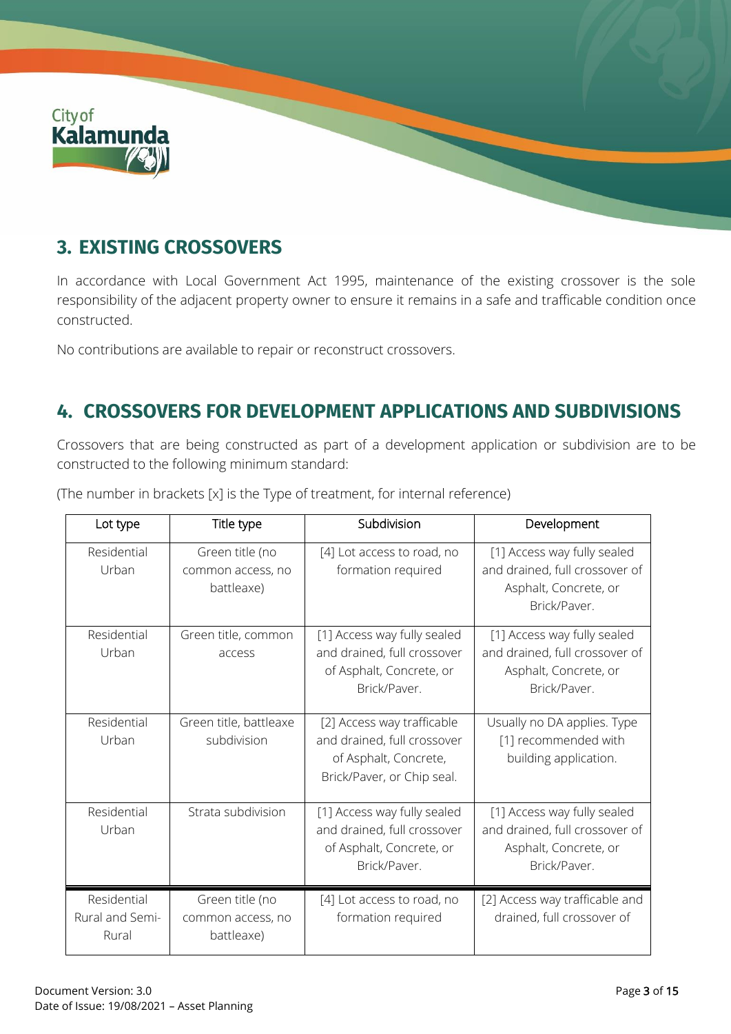## 3. EXISTING CROSSOVERS

In accordance with Local Government Act 1995, maintenance of the existing crossover is the sole responsibility of the adjacent property owner to ensure it remains in a safe and trafficable condition once constructed.

No contributions are available to repair or reconstruct crossovers.

## 4. CROSSOVERS FOR DEVELOPMENT APPLICATIONS AND SUBDIVISIONS

Crossovers that are being constructed as part of a development application or subdivision are to be constructed to the following minimum standard:

(The number in brackets [x] is the Type of treatment, for internal reference)

| Lot type | Title type | Subdivision | Development |
|---|---|---|---|
| Residential Urban | Green title (no common access, no battleaxe) | [4] Lot access to road, no formation required | [1] Access way fully sealed and drained, full crossover of Asphalt, Concrete, or Brick/Paver. |
| Residential Urban | Green title, common access | [1] Access way fully sealed and drained, full crossover of Asphalt, Concrete, or Brick/Paver. | [1] Access way fully sealed and drained, full crossover of Asphalt, Concrete, or Brick/Paver. |
| Residential Urban | Green title, battleaxe subdivision | [2] Access way trafficable and drained, full crossover of Asphalt, Concrete, Brick/Paver, or Chip seal. | Usually no DA applies. Type [1] recommended with building application. |
| Residential Urban | Strata subdivision | [1] Access way fully sealed and drained, full crossover of Asphalt, Concrete, or Brick/Paver. | [1] Access way fully sealed and drained, full crossover of Asphalt, Concrete, or Brick/Paver. |
| Residential Rural and Semi-Rural | Green title (no common access, no battleaxe) | [4] Lot access to road, no formation required | [2] Access way trafficable and drained, full crossover of |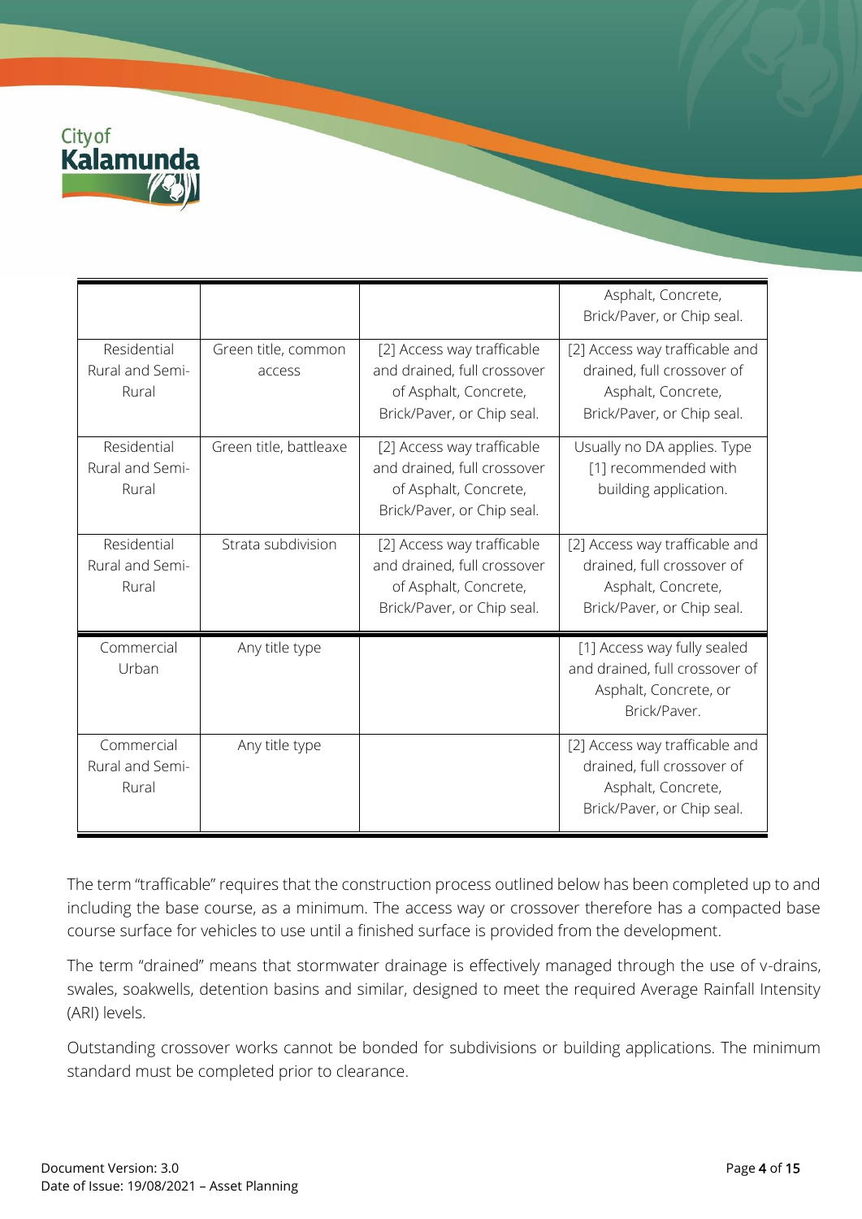| | | | |
|---|---|---|---|
| | | | Asphalt, Concrete, Brick/Paver, or Chip seal. |
| Residential Rural and Semi-Rural | Green title, common access | [2] Access way trafficable and drained, full crossover of Asphalt, Concrete, Brick/Paver, or Chip seal. | [2] Access way trafficable and drained, full crossover of Asphalt, Concrete, Brick/Paver, or Chip seal. |
| Residential Rural and Semi-Rural | Green title, battleaxe | [2] Access way trafficable and drained, full crossover of Asphalt, Concrete, Brick/Paver, or Chip seal. | Usually no DA applies. Type [1] recommended with building application. |
| Residential Rural and Semi-Rural | Strata subdivision | [2] Access way trafficable and drained, full crossover of Asphalt, Concrete, Brick/Paver, or Chip seal. | [2] Access way trafficable and drained, full crossover of Asphalt, Concrete, Brick/Paver, or Chip seal. |
| Commercial Urban | Any title type | | [1] Access way fully sealed and drained, full crossover of Asphalt, Concrete, or Brick/Paver. |
| Commercial Rural and Semi-Rural | Any title type | | [2] Access way trafficable and drained, full crossover of Asphalt, Concrete, Brick/Paver, or Chip seal. |

The term "trafficable" requires that the construction process outlined below has been completed up to and including the base course, as a minimum. The access way or crossover therefore has a compacted base course surface for vehicles to use until a finished surface is provided from the development.

The term "drained" means that stormwater drainage is effectively managed through the use of v-drains, swales, soakwells, detention basins and similar, designed to meet the required Average Rainfall Intensity (ARI) levels.

Outstanding crossover works cannot be bonded for subdivisions or building applications. The minimum standard must be completed prior to clearance.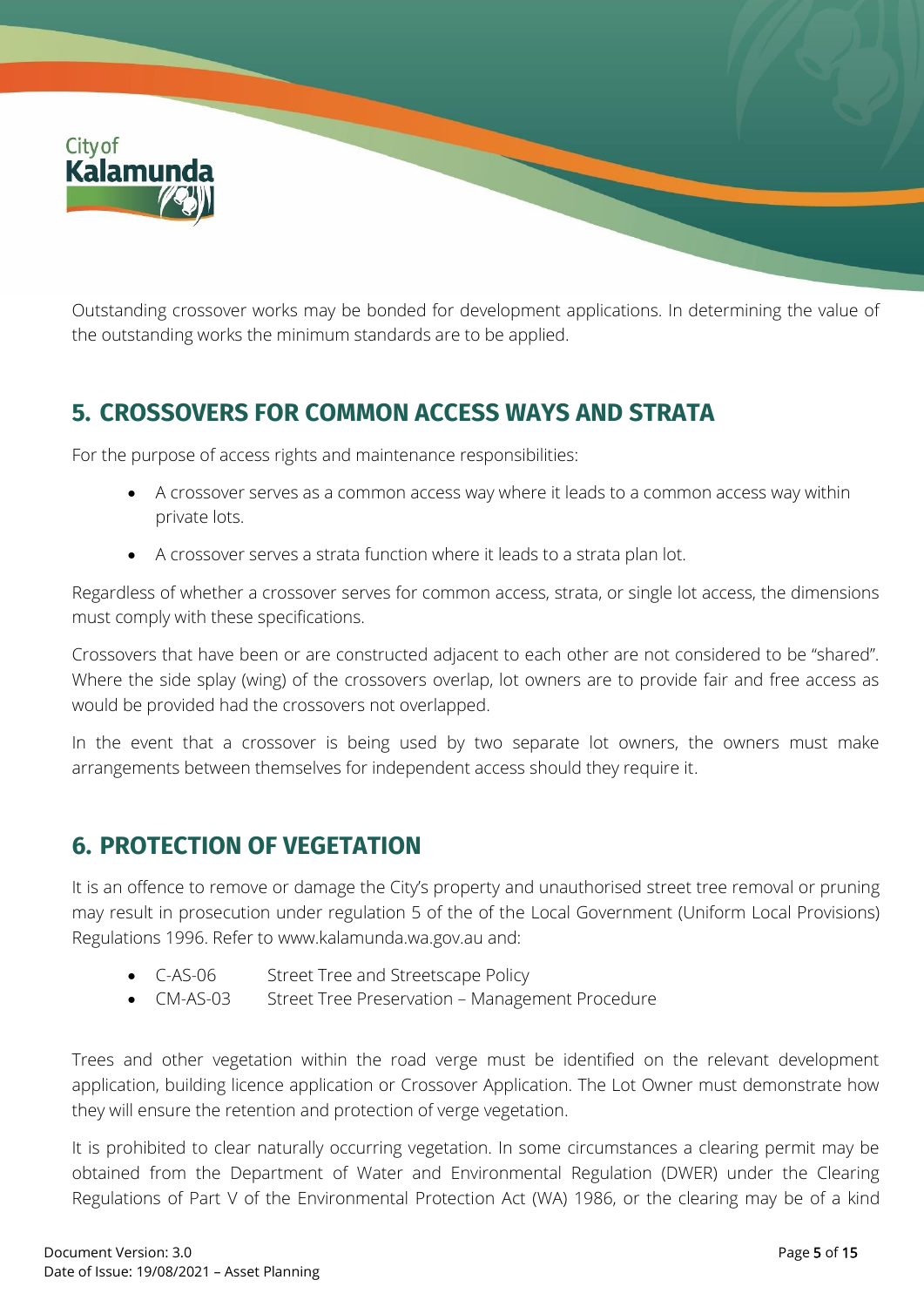Outstanding crossover works may be bonded for development applications. In determining the value of the outstanding works the minimum standards are to be applied.

## 5. CROSSOVERS FOR COMMON ACCESS WAYS AND STRATA

For the purpose of access rights and maintenance responsibilities:

- A crossover serves as a common access way where it leads to a common access way within private lots.
- A crossover serves a strata function where it leads to a strata plan lot.

Regardless of whether a crossover serves for common access, strata, or single lot access, the dimensions must comply with these specifications.

Crossovers that have been or are constructed adjacent to each other are not considered to be "shared". Where the side splay (wing) of the crossovers overlap, lot owners are to provide fair and free access as would be provided had the crossovers not overlapped.

In the event that a crossover is being used by two separate lot owners, the owners must make arrangements between themselves for independent access should they require it.

## 6. PROTECTION OF VEGETATION

It is an offence to remove or damage the City's property and unauthorised street tree removal or pruning may result in prosecution under regulation 5 of the of the Local Government (Uniform Local Provisions) Regulations 1996. Refer to www.kalamunda.wa.gov.au and:

- C-AS-06 Street Tree and Streetscape Policy
- CM-AS-03 Street Tree Preservation – Management Procedure

Trees and other vegetation within the road verge must be identified on the relevant development application, building licence application or Crossover Application. The Lot Owner must demonstrate how they will ensure the retention and protection of verge vegetation.

It is prohibited to clear naturally occurring vegetation. In some circumstances a clearing permit may be obtained from the Department of Water and Environmental Regulation (DWER) under the Clearing Regulations of Part V of the Environmental Protection Act (WA) 1986, or the clearing may be of a kind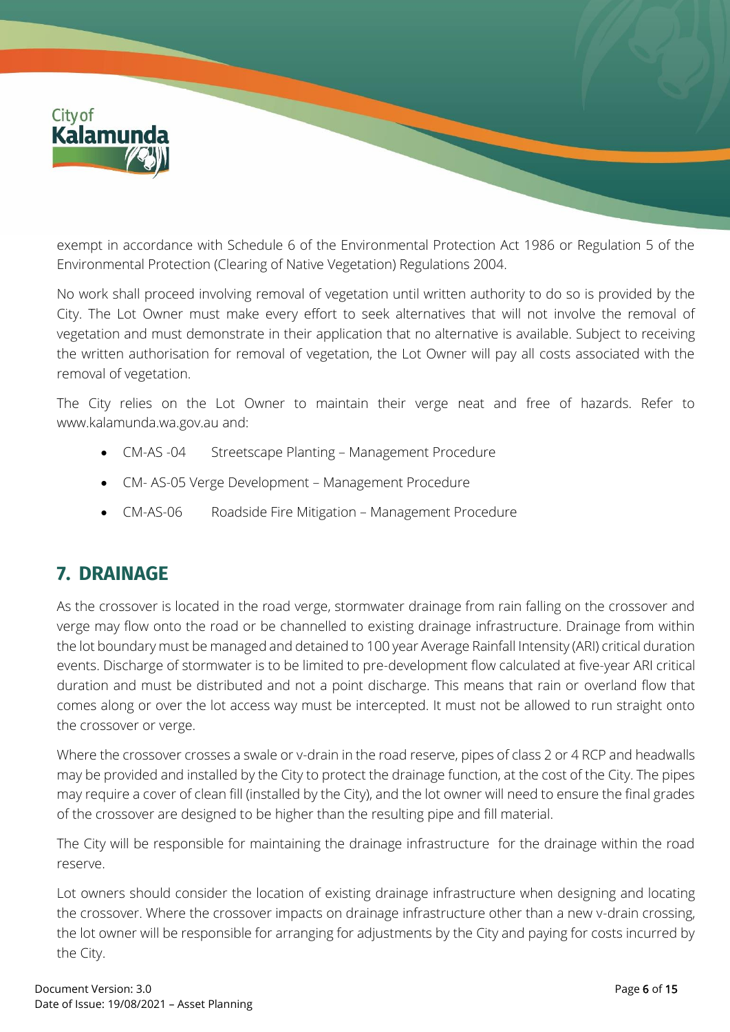exempt in accordance with Schedule 6 of the Environmental Protection Act 1986 or Regulation 5 of the Environmental Protection (Clearing of Native Vegetation) Regulations 2004.

No work shall proceed involving removal of vegetation until written authority to do so is provided by the City. The Lot Owner must make every effort to seek alternatives that will not involve the removal of vegetation and must demonstrate in their application that no alternative is available. Subject to receiving the written authorisation for removal of vegetation, the Lot Owner will pay all costs associated with the removal of vegetation.

The City relies on the Lot Owner to maintain their verge neat and free of hazards. Refer to www.kalamunda.wa.gov.au and:

- CM-AS -04 Streetscape Planting – Management Procedure
- CM- AS-05 Verge Development – Management Procedure
- CM-AS-06 Roadside Fire Mitigation – Management Procedure

## 7. DRAINAGE

As the crossover is located in the road verge, stormwater drainage from rain falling on the crossover and verge may flow onto the road or be channelled to existing drainage infrastructure. Drainage from within the lot boundary must be managed and detained to 100 year Average Rainfall Intensity (ARI) critical duration events. Discharge of stormwater is to be limited to pre-development flow calculated at five-year ARI critical duration and must be distributed and not a point discharge. This means that rain or overland flow that comes along or over the lot access way must be intercepted. It must not be allowed to run straight onto the crossover or verge.

Where the crossover crosses a swale or v-drain in the road reserve, pipes of class 2 or 4 RCP and headwalls may be provided and installed by the City to protect the drainage function, at the cost of the City. The pipes may require a cover of clean fill (installed by the City), and the lot owner will need to ensure the final grades of the crossover are designed to be higher than the resulting pipe and fill material.

The City will be responsible for maintaining the drainage infrastructure for the drainage within the road reserve.

Lot owners should consider the location of existing drainage infrastructure when designing and locating the crossover. Where the crossover impacts on drainage infrastructure other than a new v-drain crossing, the lot owner will be responsible for arranging for adjustments by the City and paying for costs incurred by the City.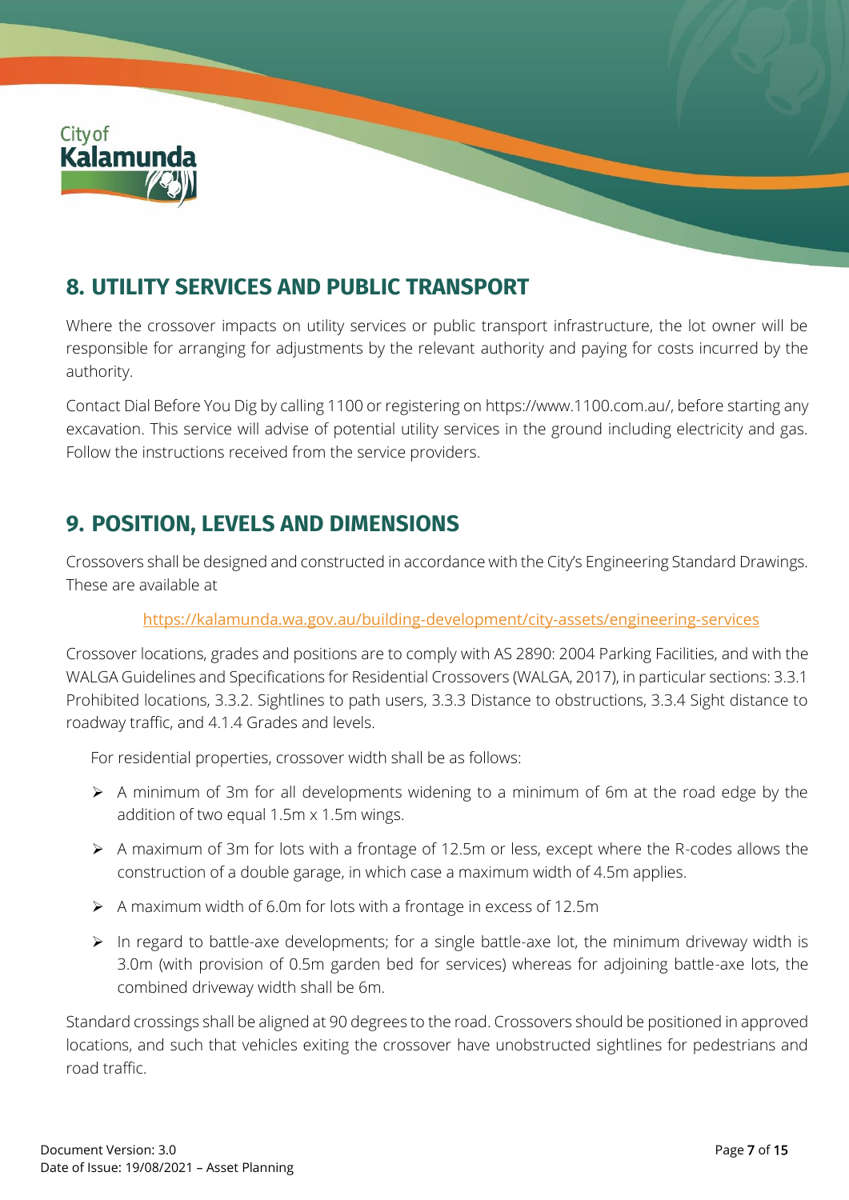## 8. UTILITY SERVICES AND PUBLIC TRANSPORT

Where the crossover impacts on utility services or public transport infrastructure, the lot owner will be responsible for arranging for adjustments by the relevant authority and paying for costs incurred by the authority.

Contact Dial Before You Dig by calling 1100 or registering on https://www.1100.com.au/, before starting any excavation. This service will advise of potential utility services in the ground including electricity and gas. Follow the instructions received from the service providers.

## 9. POSITION, LEVELS AND DIMENSIONS

Crossovers shall be designed and constructed in accordance with the City's Engineering Standard Drawings. These are available at

https://kalamunda.wa.gov.au/building-development/city-assets/engineering-services

Crossover locations, grades and positions are to comply with AS 2890: 2004 Parking Facilities, and with the WALGA Guidelines and Specifications for Residential Crossovers (WALGA, 2017), in particular sections: 3.3.1 Prohibited locations, 3.3.2. Sightlines to path users, 3.3.3 Distance to obstructions, 3.3.4 Sight distance to roadway traffic, and 4.1.4 Grades and levels.

For residential properties, crossover width shall be as follows:

- A minimum of 3m for all developments widening to a minimum of 6m at the road edge by the addition of two equal 1.5m x 1.5m wings.
- A maximum of 3m for lots with a frontage of 12.5m or less, except where the R-codes allows the construction of a double garage, in which case a maximum width of 4.5m applies.
- A maximum width of 6.0m for lots with a frontage in excess of 12.5m
- In regard to battle-axe developments; for a single battle-axe lot, the minimum driveway width is 3.0m (with provision of 0.5m garden bed for services) whereas for adjoining battle-axe lots, the combined driveway width shall be 6m.

Standard crossings shall be aligned at 90 degrees to the road. Crossovers should be positioned in approved locations, and such that vehicles exiting the crossover have unobstructed sightlines for pedestrians and road traffic.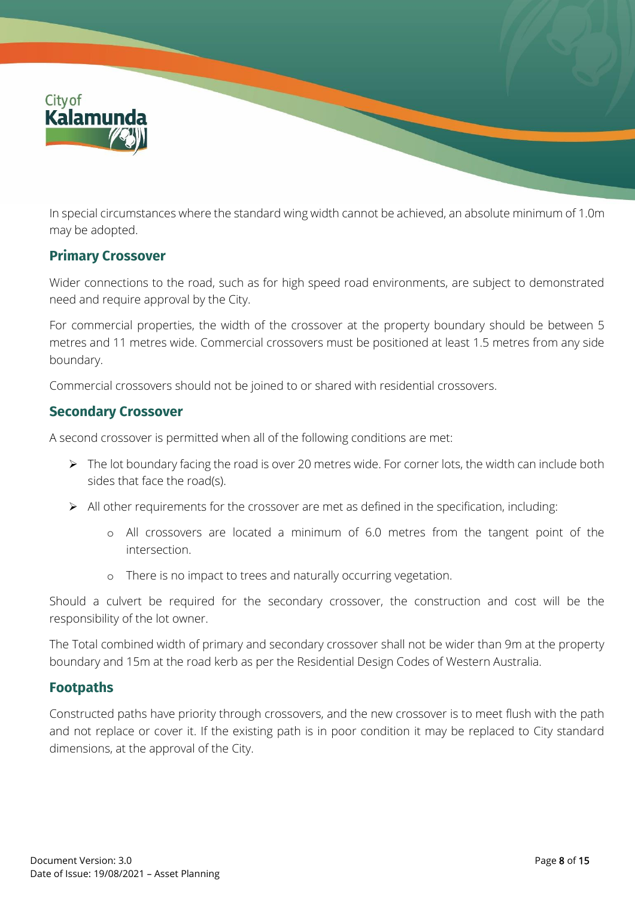In special circumstances where the standard wing width cannot be achieved, an absolute minimum of 1.0m may be adopted.

### Primary Crossover

Wider connections to the road, such as for high speed road environments, are subject to demonstrated need and require approval by the City.

For commercial properties, the width of the crossover at the property boundary should be between 5 metres and 11 metres wide. Commercial crossovers must be positioned at least 1.5 metres from any side boundary.

Commercial crossovers should not be joined to or shared with residential crossovers.

### Secondary Crossover

A second crossover is permitted when all of the following conditions are met:

- The lot boundary facing the road is over 20 metres wide. For corner lots, the width can include both sides that face the road(s).
- All other requirements for the crossover are met as defined in the specification, including:
    - All crossovers are located a minimum of 6.0 metres from the tangent point of the intersection.
    - There is no impact to trees and naturally occurring vegetation.

Should a culvert be required for the secondary crossover, the construction and cost will be the responsibility of the lot owner.

The Total combined width of primary and secondary crossover shall not be wider than 9m at the property boundary and 15m at the road kerb as per the Residential Design Codes of Western Australia.

### Footpaths

Constructed paths have priority through crossovers, and the new crossover is to meet flush with the path and not replace or cover it. If the existing path is in poor condition it may be replaced to City standard dimensions, at the approval of the City.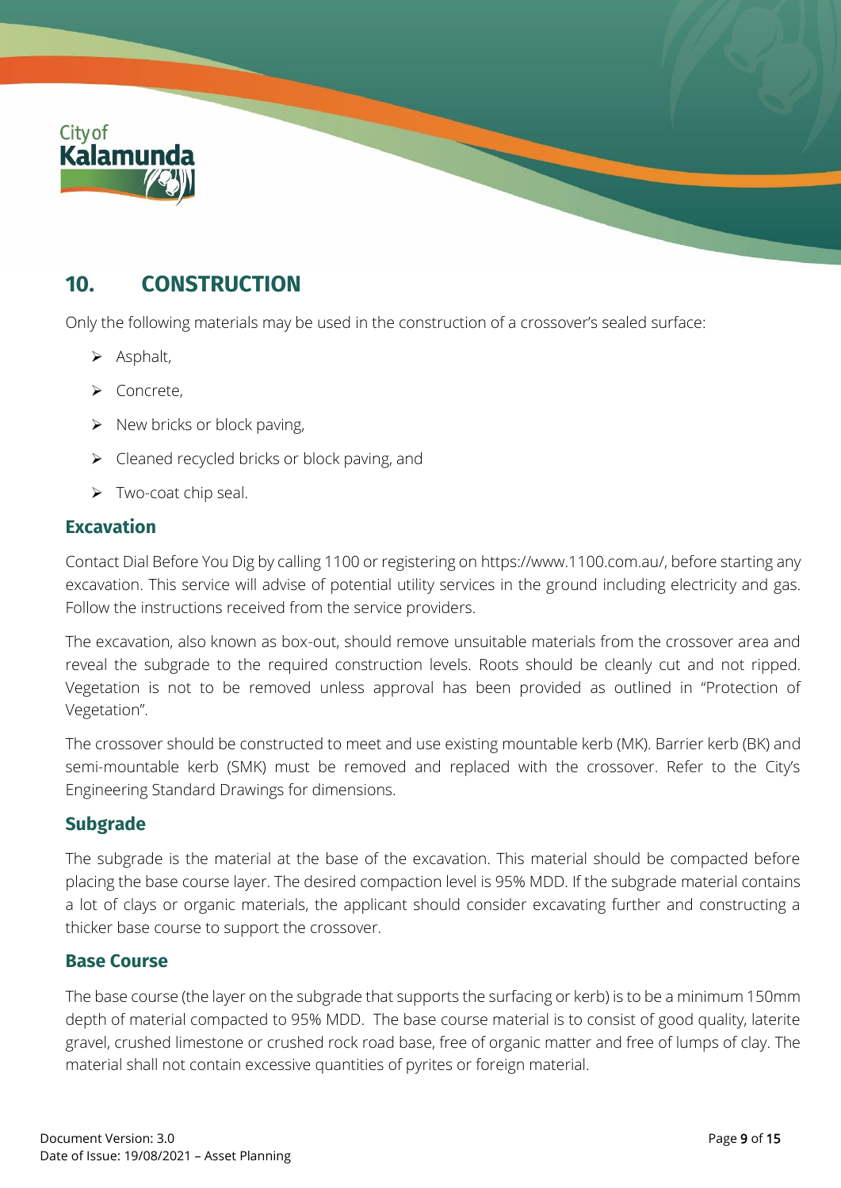## 10. CONSTRUCTION

Only the following materials may be used in the construction of a crossover's sealed surface:

- Asphalt,
- Concrete,
- New bricks or block paving,
- Cleaned recycled bricks or block paving, and
- Two-coat chip seal.

### Excavation

Contact Dial Before You Dig by calling 1100 or registering on https://www.1100.com.au/, before starting any excavation. This service will advise of potential utility services in the ground including electricity and gas. Follow the instructions received from the service providers.

The excavation, also known as box-out, should remove unsuitable materials from the crossover area and reveal the subgrade to the required construction levels. Roots should be cleanly cut and not ripped. Vegetation is not to be removed unless approval has been provided as outlined in "Protection of Vegetation".

The crossover should be constructed to meet and use existing mountable kerb (MK). Barrier kerb (BK) and semi-mountable kerb (SMK) must be removed and replaced with the crossover. Refer to the City's Engineering Standard Drawings for dimensions.

### Subgrade

The subgrade is the material at the base of the excavation. This material should be compacted before placing the base course layer. The desired compaction level is 95% MDD. If the subgrade material contains a lot of clays or organic materials, the applicant should consider excavating further and constructing a thicker base course to support the crossover.

### Base Course

The base course (the layer on the subgrade that supports the surfacing or kerb) is to be a minimum 150mm depth of material compacted to 95% MDD. The base course material is to consist of good quality, laterite gravel, crushed limestone or crushed rock road base, free of organic matter and free of lumps of clay. The material shall not contain excessive quantities of pyrites or foreign material.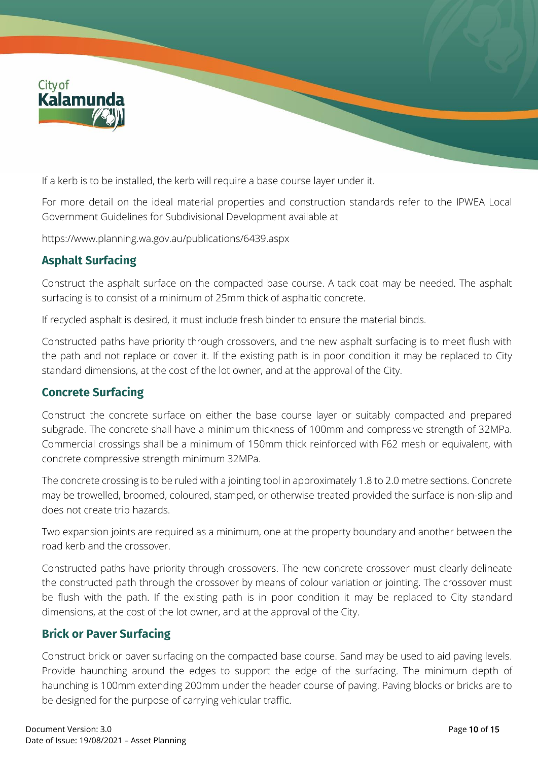If a kerb is to be installed, the kerb will require a base course layer under it.

For more detail on the ideal material properties and construction standards refer to the IPWEA Local Government Guidelines for Subdivisional Development available at

https://www.planning.wa.gov.au/publications/6439.aspx

## Asphalt Surfacing

Construct the asphalt surface on the compacted base course. A tack coat may be needed. The asphalt surfacing is to consist of a minimum of 25mm thick of asphaltic concrete.

If recycled asphalt is desired, it must include fresh binder to ensure the material binds.

Constructed paths have priority through crossovers, and the new asphalt surfacing is to meet flush with the path and not replace or cover it. If the existing path is in poor condition it may be replaced to City standard dimensions, at the cost of the lot owner, and at the approval of the City.

## Concrete Surfacing

Construct the concrete surface on either the base course layer or suitably compacted and prepared subgrade. The concrete shall have a minimum thickness of 100mm and compressive strength of 32MPa. Commercial crossings shall be a minimum of 150mm thick reinforced with F62 mesh or equivalent, with concrete compressive strength minimum 32MPa.

The concrete crossing is to be ruled with a jointing tool in approximately 1.8 to 2.0 metre sections. Concrete may be trowelled, broomed, coloured, stamped, or otherwise treated provided the surface is non-slip and does not create trip hazards.

Two expansion joints are required as a minimum, one at the property boundary and another between the road kerb and the crossover.

Constructed paths have priority through crossovers. The new concrete crossover must clearly delineate the constructed path through the crossover by means of colour variation or jointing. The crossover must be flush with the path. If the existing path is in poor condition it may be replaced to City standard dimensions, at the cost of the lot owner, and at the approval of the City.

## Brick or Paver Surfacing

Construct brick or paver surfacing on the compacted base course. Sand may be used to aid paving levels. Provide haunching around the edges to support the edge of the surfacing. The minimum depth of haunching is 100mm extending 200mm under the header course of paving. Paving blocks or bricks are to be designed for the purpose of carrying vehicular traffic.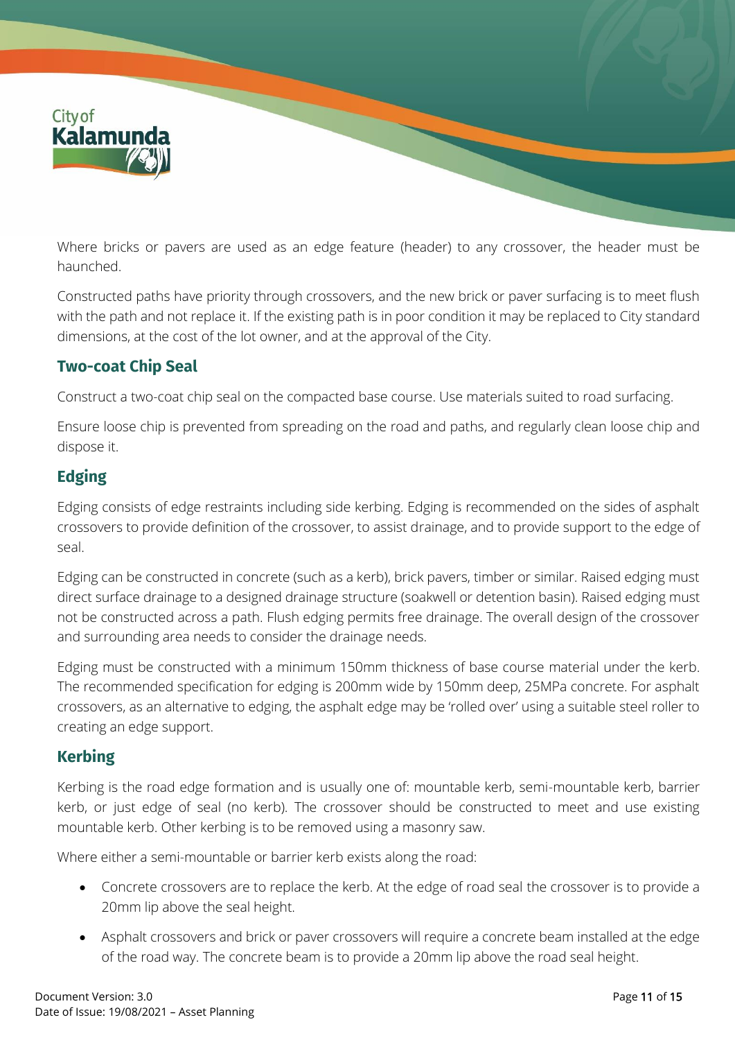Where bricks or pavers are used as an edge feature (header) to any crossover, the header must be haunched.

Constructed paths have priority through crossovers, and the new brick or paver surfacing is to meet flush with the path and not replace it. If the existing path is in poor condition it may be replaced to City standard dimensions, at the cost of the lot owner, and at the approval of the City.

### Two-coat Chip Seal

Construct a two-coat chip seal on the compacted base course. Use materials suited to road surfacing.

Ensure loose chip is prevented from spreading on the road and paths, and regularly clean loose chip and dispose it.

### Edging

Edging consists of edge restraints including side kerbing. Edging is recommended on the sides of asphalt crossovers to provide definition of the crossover, to assist drainage, and to provide support to the edge of seal.

Edging can be constructed in concrete (such as a kerb), brick pavers, timber or similar. Raised edging must direct surface drainage to a designed drainage structure (soakwell or detention basin). Raised edging must not be constructed across a path. Flush edging permits free drainage. The overall design of the crossover and surrounding area needs to consider the drainage needs.

Edging must be constructed with a minimum 150mm thickness of base course material under the kerb. The recommended specification for edging is 200mm wide by 150mm deep, 25MPa concrete. For asphalt crossovers, as an alternative to edging, the asphalt edge may be 'rolled over' using a suitable steel roller to creating an edge support.

### Kerbing

Kerbing is the road edge formation and is usually one of: mountable kerb, semi-mountable kerb, barrier kerb, or just edge of seal (no kerb). The crossover should be constructed to meet and use existing mountable kerb. Other kerbing is to be removed using a masonry saw.

Where either a semi-mountable or barrier kerb exists along the road:

- Concrete crossovers are to replace the kerb. At the edge of road seal the crossover is to provide a 20mm lip above the seal height.
- Asphalt crossovers and brick or paver crossovers will require a concrete beam installed at the edge of the road way. The concrete beam is to provide a 20mm lip above the road seal height.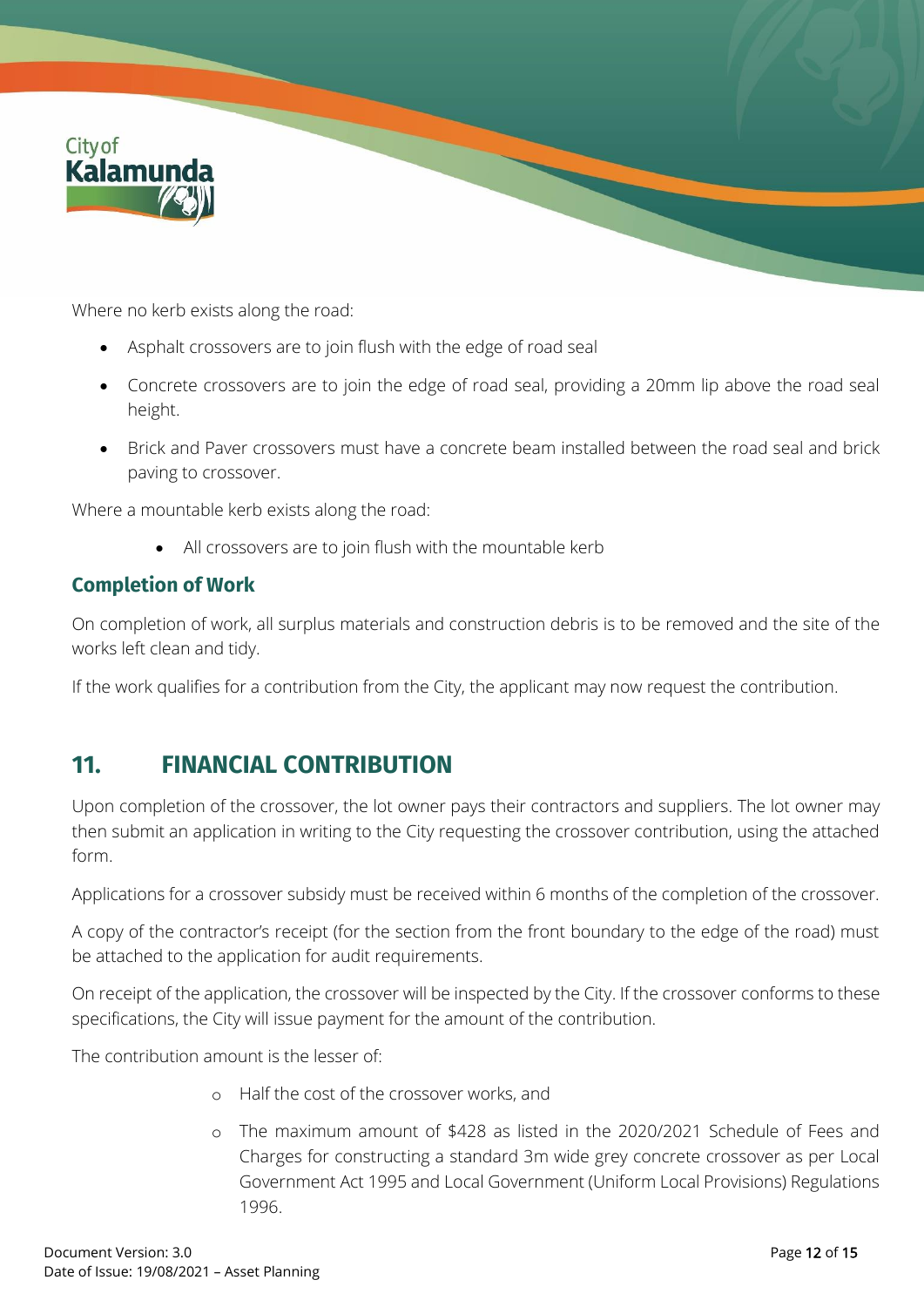Where no kerb exists along the road:

- Asphalt crossovers are to join flush with the edge of road seal
- Concrete crossovers are to join the edge of road seal, providing a 20mm lip above the road seal height.
- Brick and Paver crossovers must have a concrete beam installed between the road seal and brick paving to crossover.

Where a mountable kerb exists along the road:

- All crossovers are to join flush with the mountable kerb

### Completion of Work

On completion of work, all surplus materials and construction debris is to be removed and the site of the works left clean and tidy.

If the work qualifies for a contribution from the City, the applicant may now request the contribution.

## 11. FINANCIAL CONTRIBUTION

Upon completion of the crossover, the lot owner pays their contractors and suppliers. The lot owner may then submit an application in writing to the City requesting the crossover contribution, using the attached form.

Applications for a crossover subsidy must be received within 6 months of the completion of the crossover.

A copy of the contractor's receipt (for the section from the front boundary to the edge of the road) must be attached to the application for audit requirements.

On receipt of the application, the crossover will be inspected by the City. If the crossover conforms to these specifications, the City will issue payment for the amount of the contribution.

The contribution amount is the lesser of:

- Half the cost of the crossover works, and
- The maximum amount of $428 as listed in the 2020/2021 Schedule of Fees and Charges for constructing a standard 3m wide grey concrete crossover as per Local Government Act 1995 and Local Government (Uniform Local Provisions) Regulations 1996.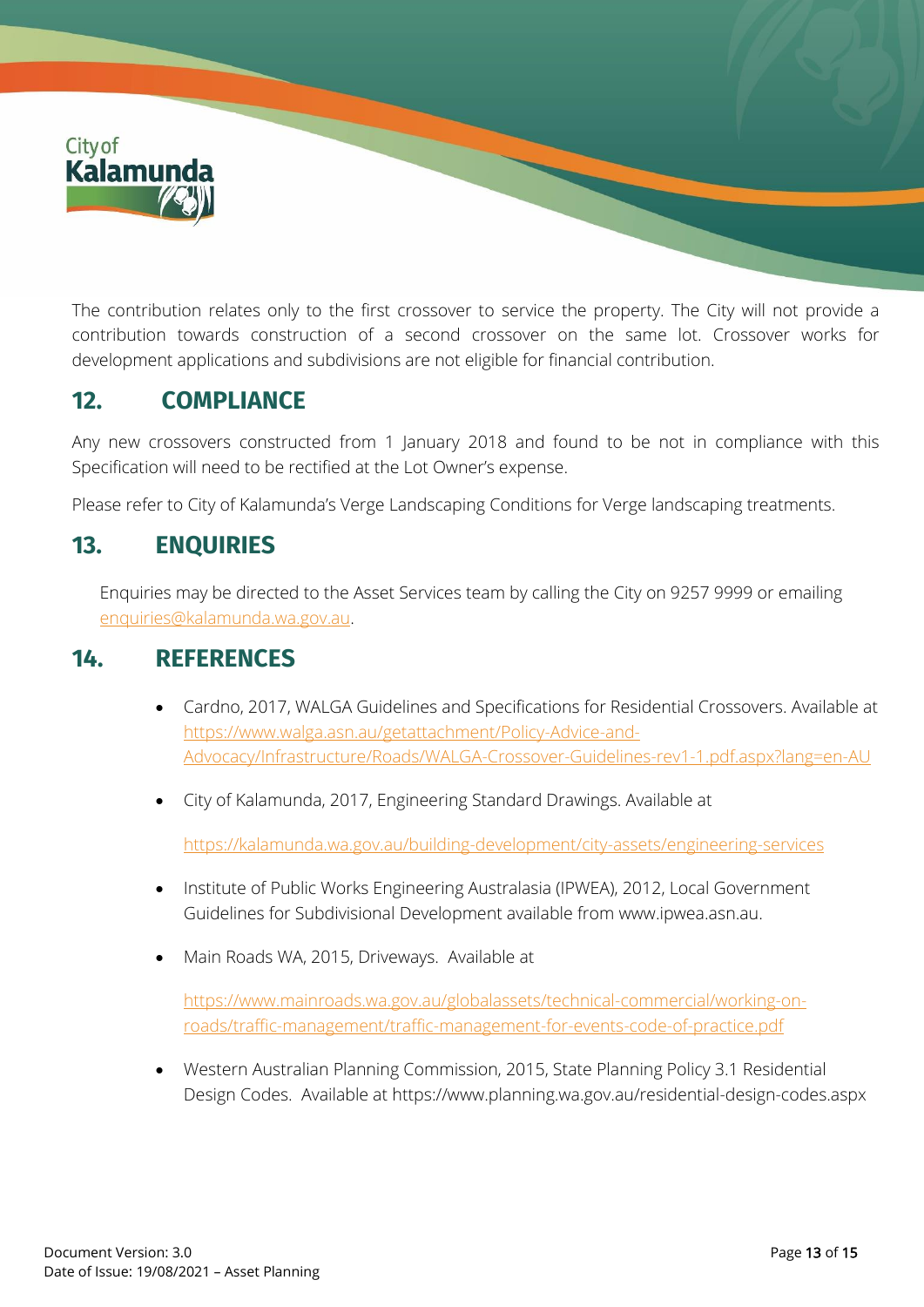The contribution relates only to the first crossover to service the property. The City will not provide a contribution towards construction of a second crossover on the same lot. Crossover works for development applications and subdivisions are not eligible for financial contribution.

## 12. COMPLIANCE

Any new crossovers constructed from 1 January 2018 and found to be not in compliance with this Specification will need to be rectified at the Lot Owner's expense.

Please refer to City of Kalamunda's Verge Landscaping Conditions for Verge landscaping treatments.

## 13. ENQUIRIES

Enquiries may be directed to the Asset Services team by calling the City on 9257 9999 or emailing enquiries@kalamunda.wa.gov.au.

## 14. REFERENCES

- Cardno, 2017, WALGA Guidelines and Specifications for Residential Crossovers. Available at https://www.walga.asn.au/getattachment/Policy-Advice-and-Advocacy/Infrastructure/Roads/WALGA-Crossover-Guidelines-rev1-1.pdf.aspx?lang=en-AU
- City of Kalamunda, 2017, Engineering Standard Drawings. Available at

  https://kalamunda.wa.gov.au/building-development/city-assets/engineering-services
- Institute of Public Works Engineering Australasia (IPWEA), 2012, Local Government Guidelines for Subdivisional Development available from www.ipwea.asn.au.
- Main Roads WA, 2015, Driveways. Available at

  https://www.mainroads.wa.gov.au/globalassets/technical-commercial/working-on-roads/traffic-management/traffic-management-for-events-code-of-practice.pdf
- Western Australian Planning Commission, 2015, State Planning Policy 3.1 Residential Design Codes. Available at https://www.planning.wa.gov.au/residential-design-codes.aspx

Document Version: 3.0
Date of Issue: 19/08/2021 – Asset Planning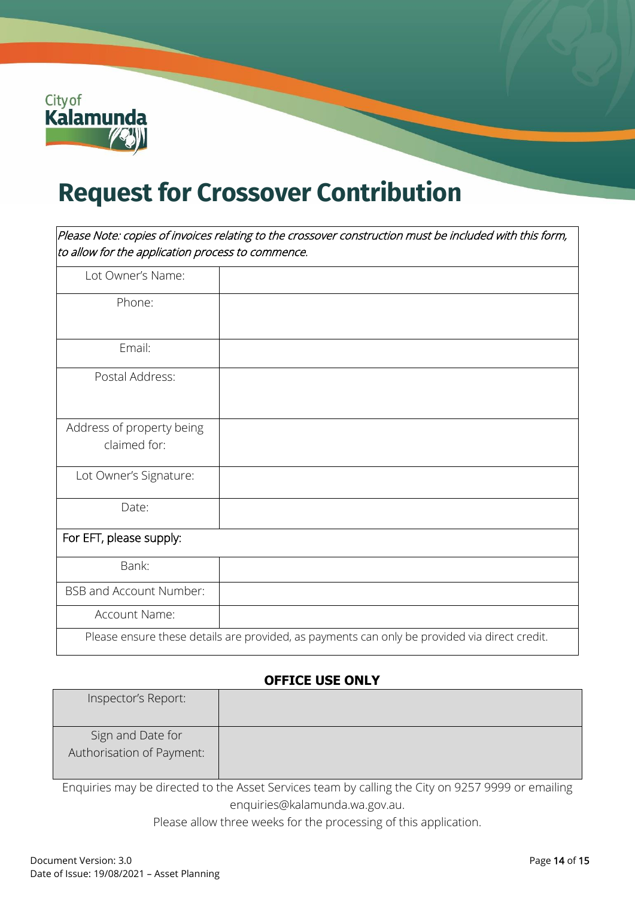# Request for Crossover Contribution

| *Please Note: copies of invoices relating to the crossover construction must be included with this form, to allow for the application process to commence.* | |
|---|---|
| Lot Owner's Name: | |
| Phone: | |
| Email: | |
| Postal Address: | |
| Address of property being claimed for: | |
| Lot Owner's Signature: | |
| Date: | |
| For EFT, please supply: | |
| Bank: | |
| BSB and Account Number: | |
| Account Name: | |
| Please ensure these details are provided, as payments can only be provided via direct credit. | |

**OFFICE USE ONLY**

| Inspector's Report: | |
|---|---|
| Sign and Date for Authorisation of Payment: | |

Enquiries may be directed to the Asset Services team by calling the City on 9257 9999 or emailing enquiries@kalamunda.wa.gov.au.

Please allow three weeks for the processing of this application.

Document Version: 3.0
Date of Issue: 19/08/2021 – Asset Planning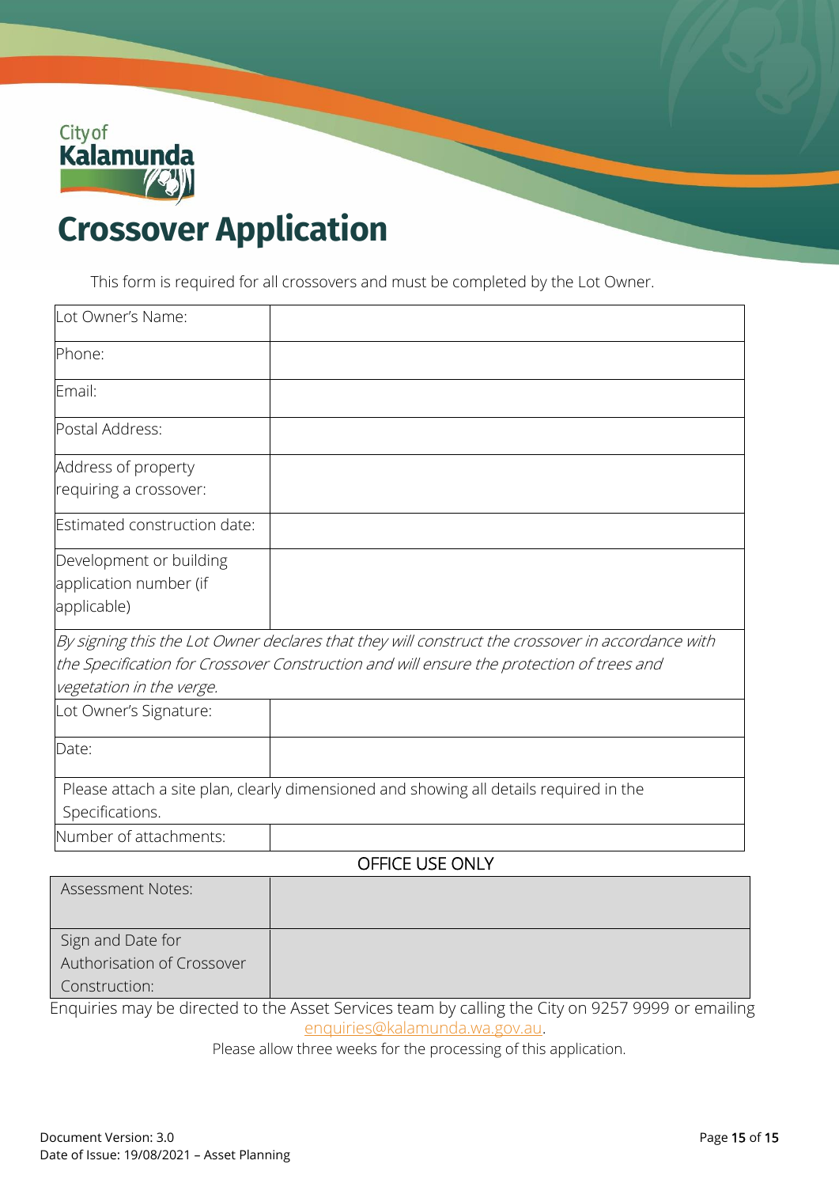City of Kalamunda

# Crossover Application

This form is required for all crossovers and must be completed by the Lot Owner.

| | |
|---|---|
| Lot Owner's Name: | |
| Phone: | |
| Email: | |
| Postal Address: | |
| Address of property requiring a crossover: | |
| Estimated construction date: | |
| Development or building application number (if applicable) | |
| *By signing this the Lot Owner declares that they will construct the crossover in accordance with the Specification for Crossover Construction and will ensure the protection of trees and vegetation in the verge.* | |
| Lot Owner's Signature: | |
| Date: | |
| Please attach a site plan, clearly dimensioned and showing all details required in the Specifications. | |
| Number of attachments: | |

OFFICE USE ONLY

| | |
|---|---|
| Assessment Notes: | |
| Sign and Date for Authorisation of Crossover Construction: | |

Enquiries may be directed to the Asset Services team by calling the City on 9257 9999 or emailing enquiries@kalamunda.wa.gov.au.

Please allow three weeks for the processing of this application.

Document Version: 3.0
Date of Issue: 19/08/2021 – Asset Planning